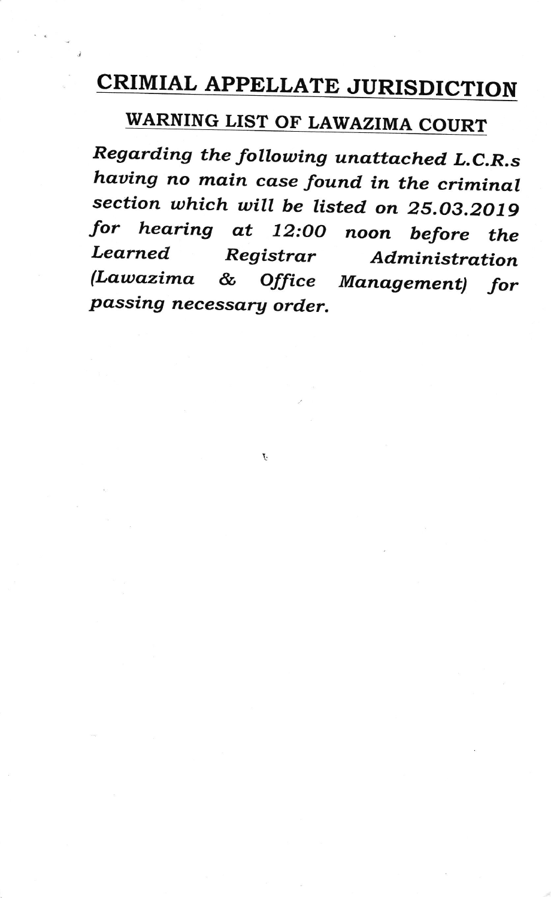# CRIMIAL APPELLATE JURISDICTION

## WARNING LIST OF LAWAZIMA COURT

*Regarding the following unattached L.C.R.s having no main case found in the criminal section which will be listed on 25.03.2019 for hearing at 12:00 noon before the Learned Registrar Administration (Lawazima & Office Management) for passing necessary order.*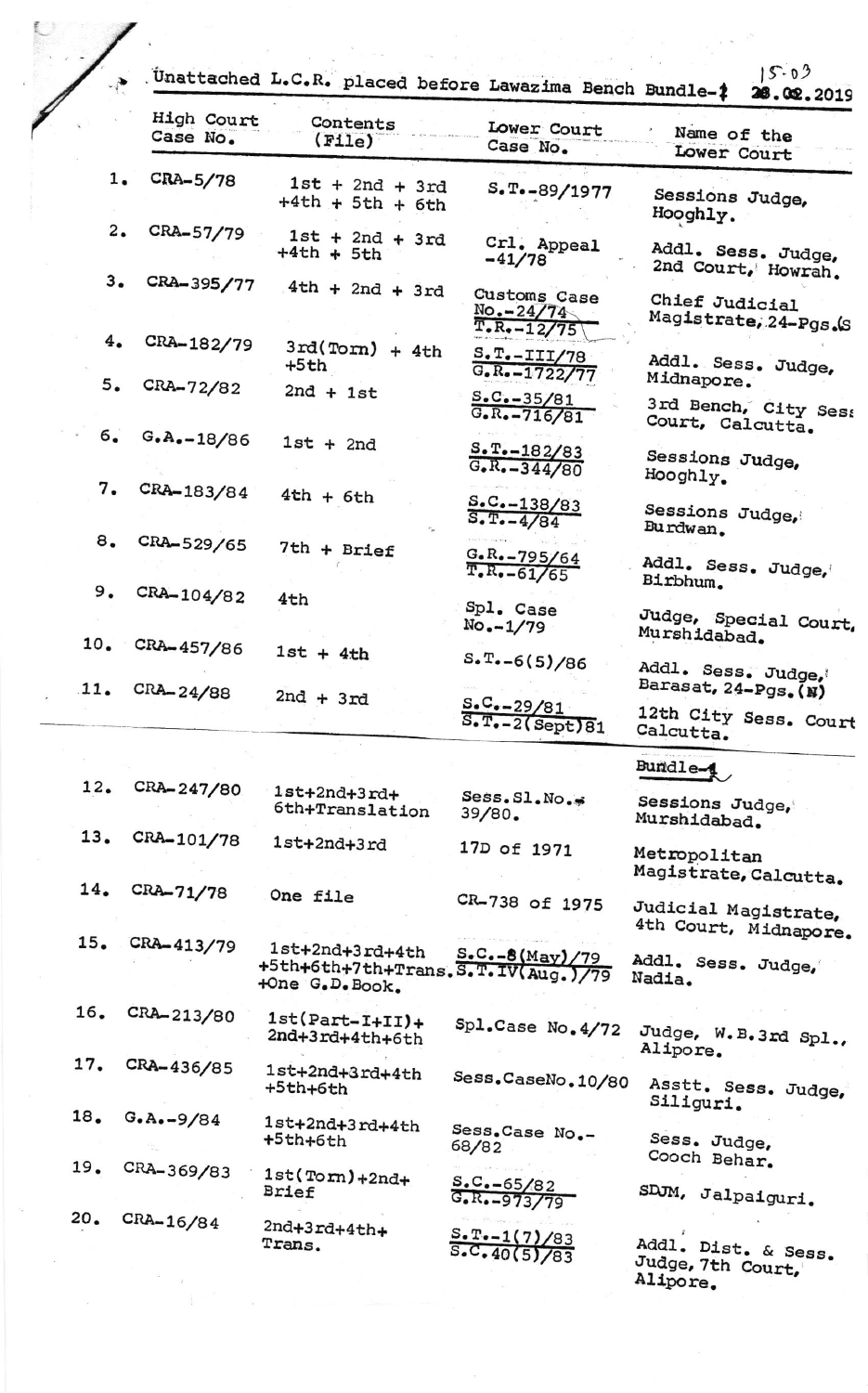Unattached L.C.R. placed before Lawazima Bench Bundle-1

15.03
28.02.2019

| | High Court Case No. | Contents (File) | Lower Court Case No. | Name of the Lower Court |
|---|---|---|---|---|
| 1. | CRA-5/78 | 1st + 2nd + 3rd +4th + 5th + 6th | S.T.-89/1977 | Sessions Judge, Hooghly. |
| 2. | CRA-57/79 | 1st + 2nd + 3rd +4th + 5th | Crl. Appeal -41/78 | Addl. Sess. Judge, 2nd Court, Howrah. |
| 3. | CRA-395/77 | 4th + 2nd + 3rd | Customs Case No.-24/74 / T.R.-12/75 | Chief Judicial Magistrate, 24-Pgs.(S |
| 4. | CRA-182/79 | 3rd(Torn) + 4th +5th | S.T.-III/78 / G.R.-1722/77 | Addl. Sess. Judge, Midnapore. |
| 5. | CRA-72/82 | 2nd + 1st | S.C.-35/81 / G.R.-716/81 | 3rd Bench, City Sess Court, Calcutta. |
| 6. | G.A.-18/86 | 1st + 2nd | S.T.-182/83 / G.R.-344/80 | Sessions Judge, Hooghly. |
| 7. | CRA-183/84 | 4th + 6th | S.C.-138/83 / S.T.-4/84 | Sessions Judge, Burdwan. |
| 8. | CRA-529/65 | 7th + Brief | G.R.-795/64 / T.R.-61/65 | Addl. Sess. Judge, Birbhum. |
| 9. | CRA-104/82 | 4th | Spl. Case No.-1/79 | Judge, Special Court, Murshidabad. |
| 10. | CRA-457/86 | 1st + 4th | S.T.-6(5)/86 | Addl. Sess. Judge, Barasat, 24-Pgs.(N) |
| 11. | CRA-24/88 | 2nd + 3rd | S.C.-29/81 / S.T.-2(Sept)81 | 12th City Sess. Court Calcutta. |

Bundle-1

| | High Court Case No. | Contents (File) | Lower Court Case No. | Name of the Lower Court |
|---|---|---|---|---|
| 12. | CRA-247/80 | 1st+2nd+3rd+ 6th+Translation | Sess.Sl.No. 39/80. | Sessions Judge, Murshidabad. |
| 13. | CRA-101/78 | 1st+2nd+3rd | 17D of 1971 | Metropolitan Magistrate, Calcutta. |
| 14. | CRA-71/78 | One file | CR-738 of 1975 | Judicial Magistrate, 4th Court, Midnapore. |
| 15. | CRA-413/79 | 1st+2nd+3rd+4th +5th+6th+7th+Trans. +One G.D. Book. | S.C.-8(May)/79 / S.T.IV(Aug.)/79 | Addl. Sess. Judge, Nadia. |
| 16. | CRA-213/80 | 1st(Part-I+II)+ 2nd+3rd+4th+6th | Spl.Case No.4/72 | Judge, W.B.3rd Spl., Alipore. |
| 17. | CRA-436/85 | 1st+2nd+3rd+4th +5th+6th | Sess.CaseNo.10/80 | Asstt. Sess. Judge, Siliguri. |
| 18. | G.A.-9/84 | 1st+2nd+3rd+4th +5th+6th | Sess.Case No.- 68/82 | Sess. Judge, Cooch Behar. |
| 19. | CRA-369/83 | 1st(Torn)+2nd+ Brief | S.C.-65/82 / G.R.-973/79 | SDJM, Jalpaiguri. |
| 20. | CRA-16/84 | 2nd+3rd+4th+ Trans. | S.T.-1(7)/83 / S.C.40(5)/83 | Addl. Dist. & Sess. Judge, 7th Court, Alipore. |